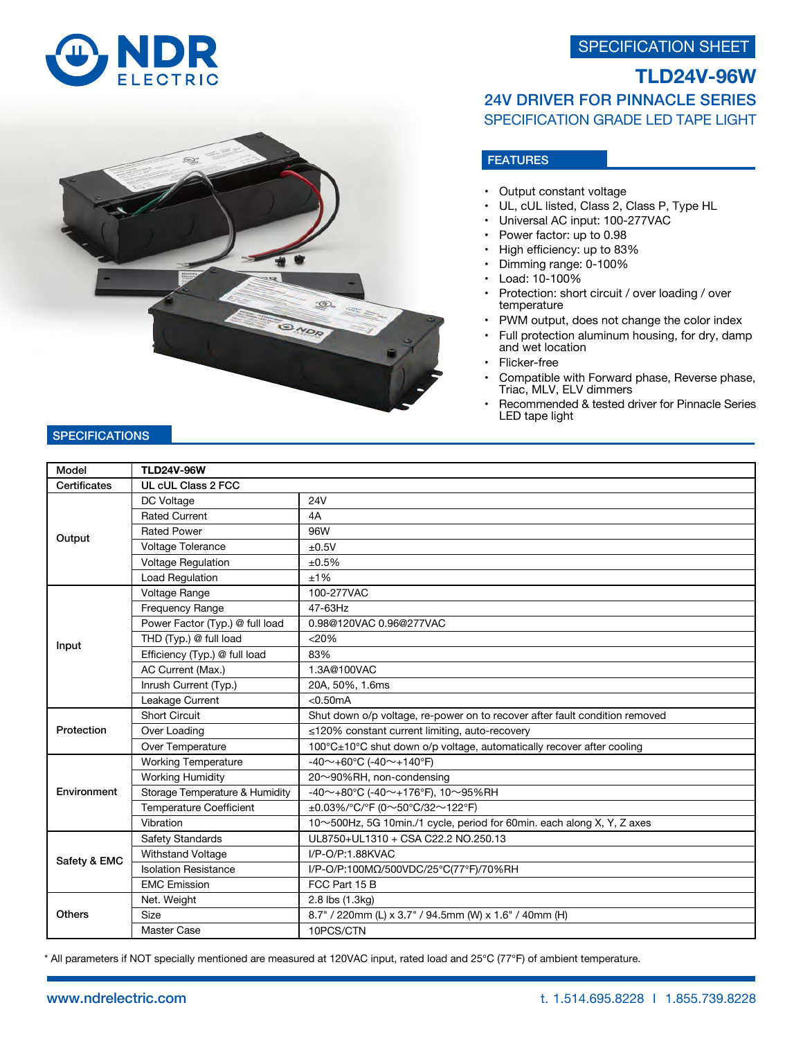NDR ELECTRIC

SPECIFICATION SHEET

# TLD24V-96W

## 24V DRIVER FOR PINNACLE SERIES

### SPECIFICATION GRADE LED TAPE LIGHT

## FEATURES

- Output constant voltage
- UL, cUL listed, Class 2, Class P, Type HL
- Universal AC input: 100-277VAC
- Power factor: up to 0.98
- High efficiency: up to 83%
- Dimming range: 0-100%
- Load: 10-100%
- Protection: short circuit / over loading / over temperature
- PWM output, does not change the color index
- Full protection aluminum housing, for dry, damp and wet location
- Flicker-free
- Compatible with Forward phase, Reverse phase, Triac, MLV, ELV dimmers
- Recommended & tested driver for Pinnacle Series LED tape light

## SPECIFICATIONS

| Model | **TLD24V-96W** | |
|---|---|---|
| Certificates | **UL cUL Class 2 FCC** | |
| Output | DC Voltage | 24V |
| | Rated Current | 4A |
| | Rated Power | 96W |
| | Voltage Tolerance | ±0.5V |
| | Voltage Regulation | ±0.5% |
| | Load Regulation | ±1% |
| Input | Voltage Range | 100-277VAC |
| | Frequency Range | 47-63Hz |
| | Power Factor (Typ.) @ full load | 0.98@120VAC 0.96@277VAC |
| | THD (Typ.) @ full load | <20% |
| | Efficiency (Typ.) @ full load | 83% |
| | AC Current (Max.) | 1.3A@100VAC |
| | Inrush Current (Typ.) | 20A, 50%, 1.6ms |
| | Leakage Current | <0.50mA |
| Protection | Short Circuit | Shut down o/p voltage, re-power on to recover after fault condition removed |
| | Over Loading | ≤120% constant current limiting, auto-recovery |
| | Over Temperature | 100°C±10°C shut down o/p voltage, automatically recover after cooling |
| Environment | Working Temperature | -40～+60°C (-40～+140°F) |
| | Working Humidity | 20～90%RH, non-condensing |
| | Storage Temperature & Humidity | -40～+80°C (-40～+176°F), 10～95%RH |
| | Temperature Coefficient | ±0.03%/°C/°F (0～50°C/32～122°F) |
| | Vibration | 10～500Hz, 5G 10min./1 cycle, period for 60min. each along X, Y, Z axes |
| Safety & EMC | Safety Standards | UL8750+UL1310 + CSA C22.2 NO.250.13 |
| | Withstand Voltage | I/P-O/P:1.88KVAC |
| | Isolation Resistance | I/P-O/P:100MΩ/500VDC/25°C(77°F)/70%RH |
| | EMC Emission | FCC Part 15 B |
| Others | Net. Weight | 2.8 lbs (1.3kg) |
| | Size | 8.7" / 220mm (L) x 3.7" / 94.5mm (W) x 1.6" / 40mm (H) |
| | Master Case | 10PCS/CTN |

* All parameters if NOT specially mentioned are measured at 120VAC input, rated load and 25°C (77°F) of ambient temperature.

www.ndrelectric.com t. 1.514.695.8228 I 1.855.739.8228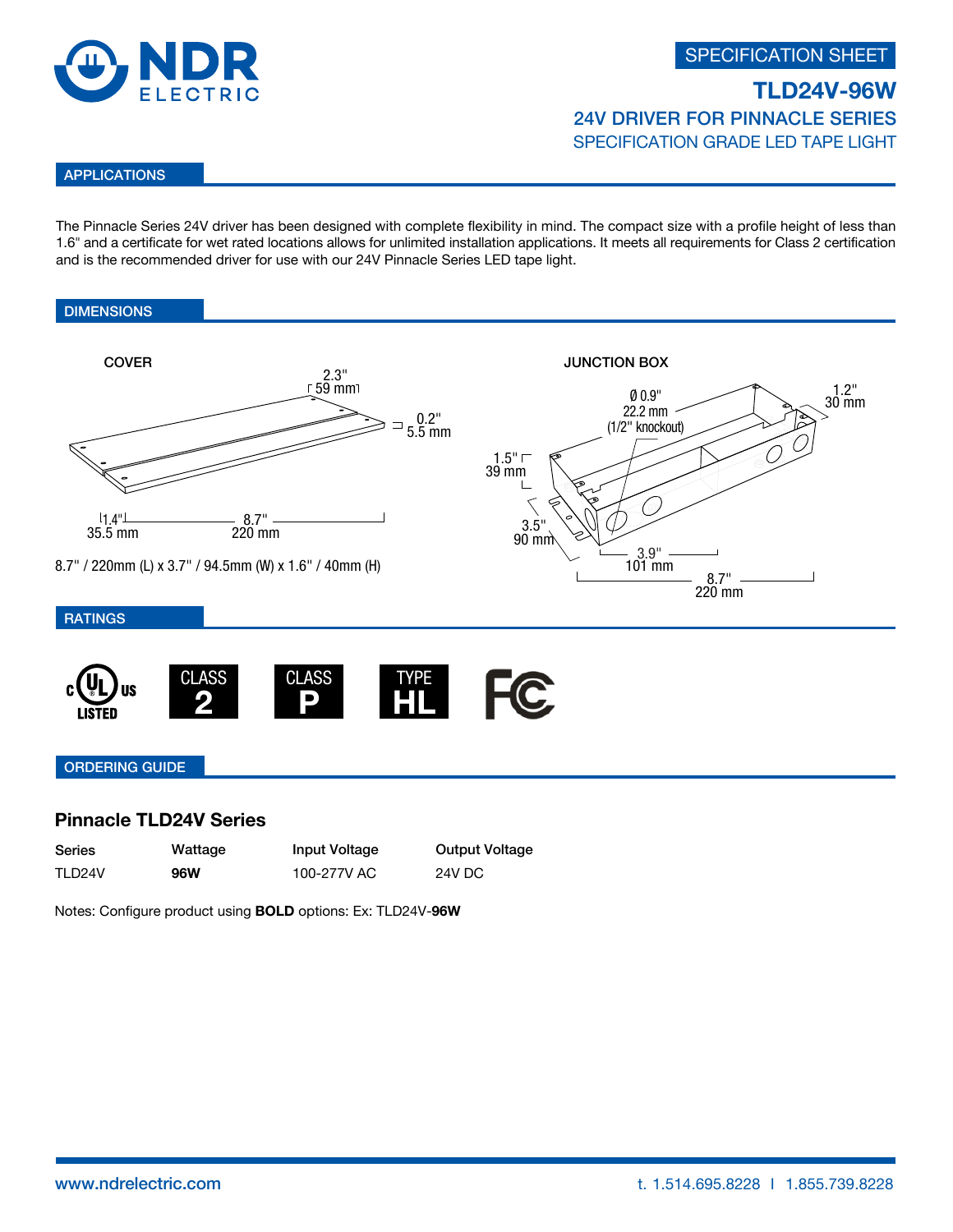SPECIFICATION SHEET

# TLD24V-96W

## 24V DRIVER FOR PINNACLE SERIES

### SPECIFICATION GRADE LED TAPE LIGHT

## APPLICATIONS

The Pinnacle Series 24V driver has been designed with complete flexibility in mind. The compact size with a profile height of less than 1.6" and a certificate for wet rated locations allows for unlimited installation applications. It meets all requirements for Class 2 certification and is the recommended driver for use with our 24V Pinnacle Series LED tape light.

## DIMENSIONS

COVER

2.3"
59 mm

0.2"
5.5 mm

1.4"
35.5 mm

8.7"
220 mm

8.7" / 220mm (L) x 3.7" / 94.5mm (W) x 1.6" / 40mm (H)

JUNCTION BOX

Ø 0.9"
22.2 mm
(1/2" knockout)

1.2"
30 mm

1.5"
39 mm

3.5"
90 mm

3.9"
101 mm

8.7"
220 mm

## RATINGS

c UL us LISTED

CLASS 2

CLASS P

TYPE HL

FC

## ORDERING GUIDE

### Pinnacle TLD24V Series

| Series | Wattage | Input Voltage | Output Voltage |
|---|---|---|---|
| TLD24V | **96W** | 100-277V AC | 24V DC |

Notes: Configure product using **BOLD** options: Ex: TLD24V-**96W**